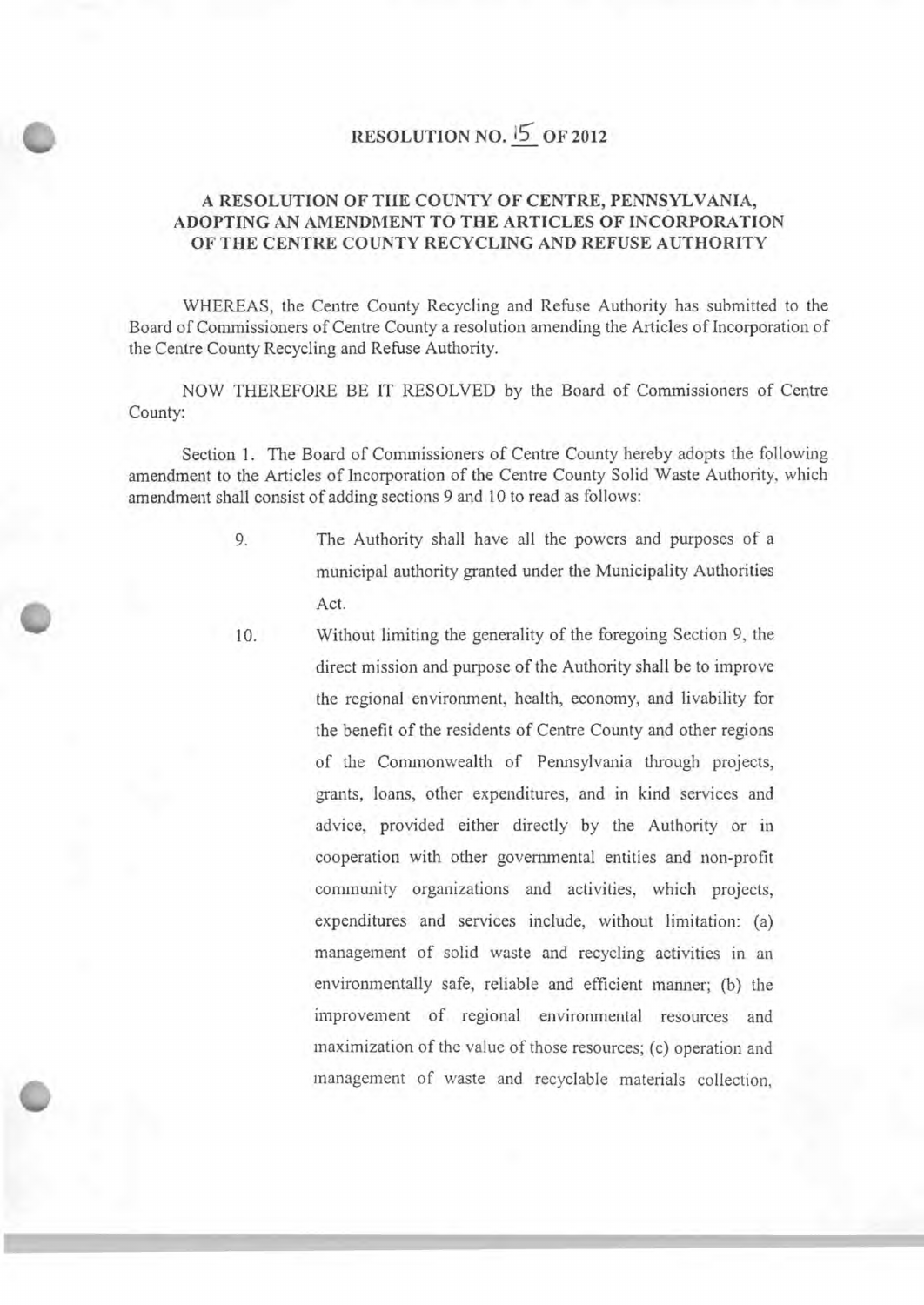# RESOLUTION NO. 15 OF 2012

## A RESOLUTION OF THE COUNTY OF CENTRE, PENNSYLVANIA, ADOPTING AN AMENDMENT TO THE ARTICLES OF INCORPORATION OF THE CENTRE COUNTY RECYCLING AND REFUSE AUTHORITY

WHEREAS, the Centre County Recycling and Refuse Authority has submitted to the Board of Commissioners of Centre County a resolution amending the Articles of Incorporation of the Centre County Recycling and Refuse Authority.

NOW THEREFORE BE IT RESOLVED by the Board of Commissioners of Centre County:

Section 1. The Board of Commissioners of Centre County hereby adopts the following amendment to the Articles of Incorporation of the Centre County Solid Waste Authority, which amendment shall consist of adding sections 9 and 10 to read as follows:

9. The Authority shall have all the powers and purposes of a municipal authority granted under the Municipality Authorities Act.

10. Without limiting the generality of the foregoing Section 9, the direct mission and purpose of the Authority shall be to improve the regional environment, health, economy, and livability for the benefit of the residents of Centre County and other regions of the Commonwealth of Pennsylvania through projects, grants, loans, other expenditures, and in kind services and advice, provided either directly by the Authority or in cooperation with other governmental entities and non-profit community organizations and activities, which projects, expenditures and services include, without limitation: (a) management of solid waste and recycling activities in an environmentally safe, reliable and efficient manner; (b) the improvement of regional environmental resources and maximization of the value of those resources; (c) operation and management of waste and recyclable materials collection,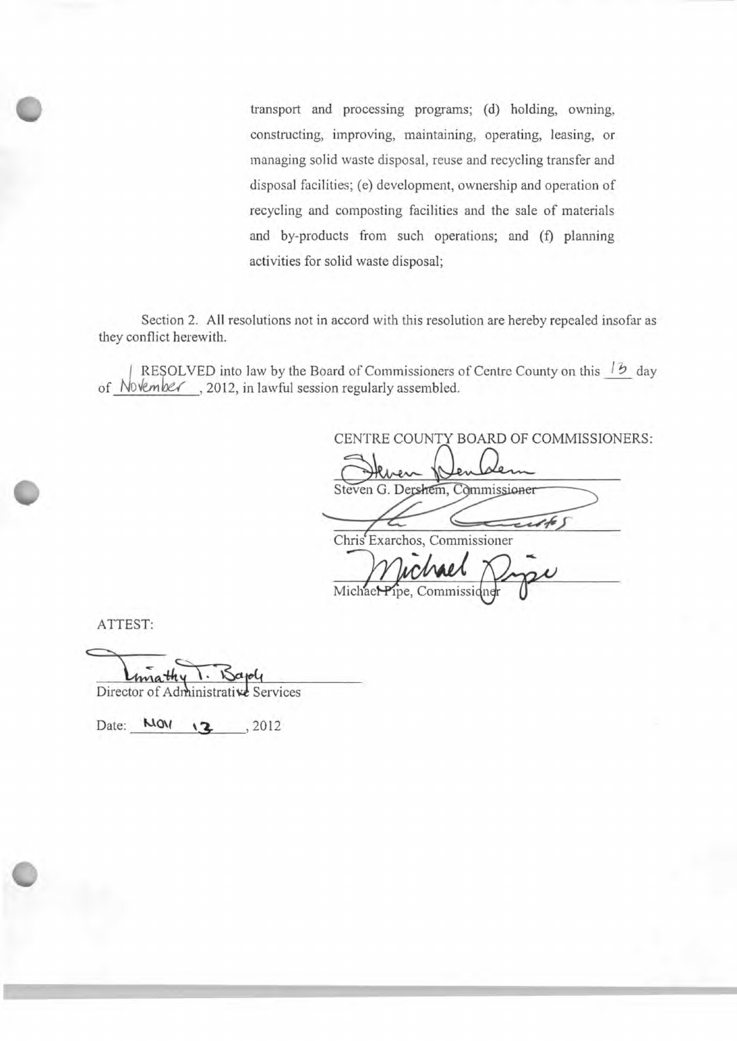transport and processing programs; (d) holding, owning, constructing, improving, maintaining, operating, leasing, or managing solid waste disposal, reuse and recycling transfer and disposal facilities; (e) development, ownership and operation of recycling and composting facilities and the sale of materials and by-products from such operations; and (f) planning activities for solid waste disposal;

Section 2. All resolutions not in accord with this resolution are hereby repealed insofar as they conflict herewith.

RESOLVED into law by the Board of Commissioners of Centre County on this 13 day of November, 2012, in lawful session regularly assembled.

CENTRE COUNTY BOARD OF COMMISSIONERS:

Steven G. Dershem, Commissioner

Chris Exarchos, Commissioner

Michael Pipe, Commissioner

ATTEST:

Director of Administrative Services

Date: NOV 13, 2012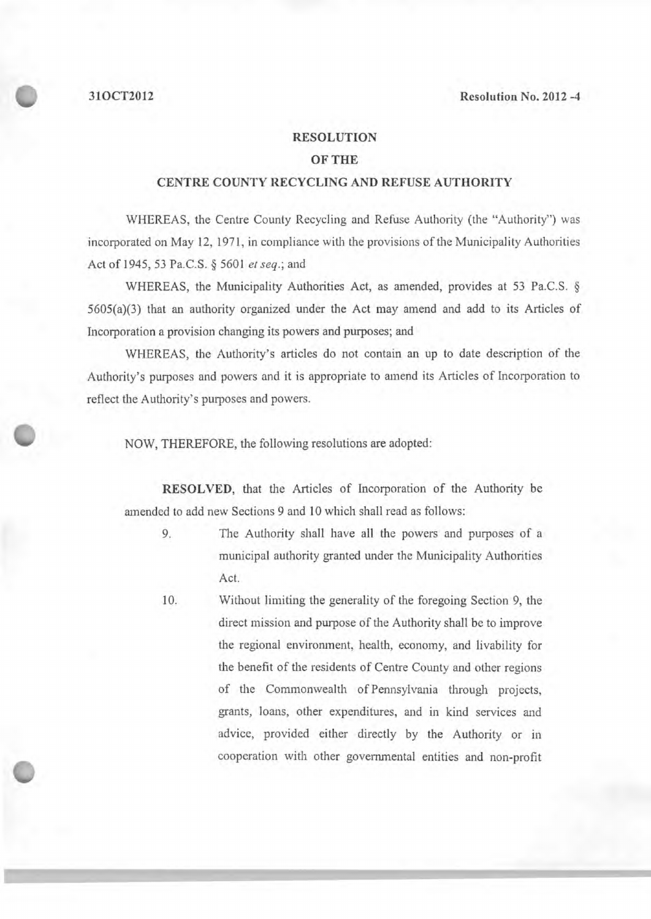31OCT2012 Resolution No. 2012 -4

# RESOLUTION

## OF THE

## CENTRE COUNTY RECYCLING AND REFUSE AUTHORITY

WHEREAS, the Centre County Recycling and Refuse Authority (the "Authority") was incorporated on May 12, 1971, in compliance with the provisions of the Municipality Authorities Act of 1945, 53 Pa.C.S. § 5601 *et seq.*; and

WHEREAS, the Municipality Authorities Act, as amended, provides at 53 Pa.C.S. § 5605(a)(3) that an authority organized under the Act may amend and add to its Articles of Incorporation a provision changing its powers and purposes; and

WHEREAS, the Authority's articles do not contain an up to date description of the Authority's purposes and powers and it is appropriate to amend its Articles of Incorporation to reflect the Authority's purposes and powers.

NOW, THEREFORE, the following resolutions are adopted:

**RESOLVED**, that the Articles of Incorporation of the Authority be amended to add new Sections 9 and 10 which shall read as follows:

9. The Authority shall have all the powers and purposes of a municipal authority granted under the Municipality Authorities Act.

10. Without limiting the generality of the foregoing Section 9, the direct mission and purpose of the Authority shall be to improve the regional environment, health, economy, and livability for the benefit of the residents of Centre County and other regions of the Commonwealth of Pennsylvania through projects, grants, loans, other expenditures, and in kind services and advice, provided either directly by the Authority or in cooperation with other governmental entities and non-profit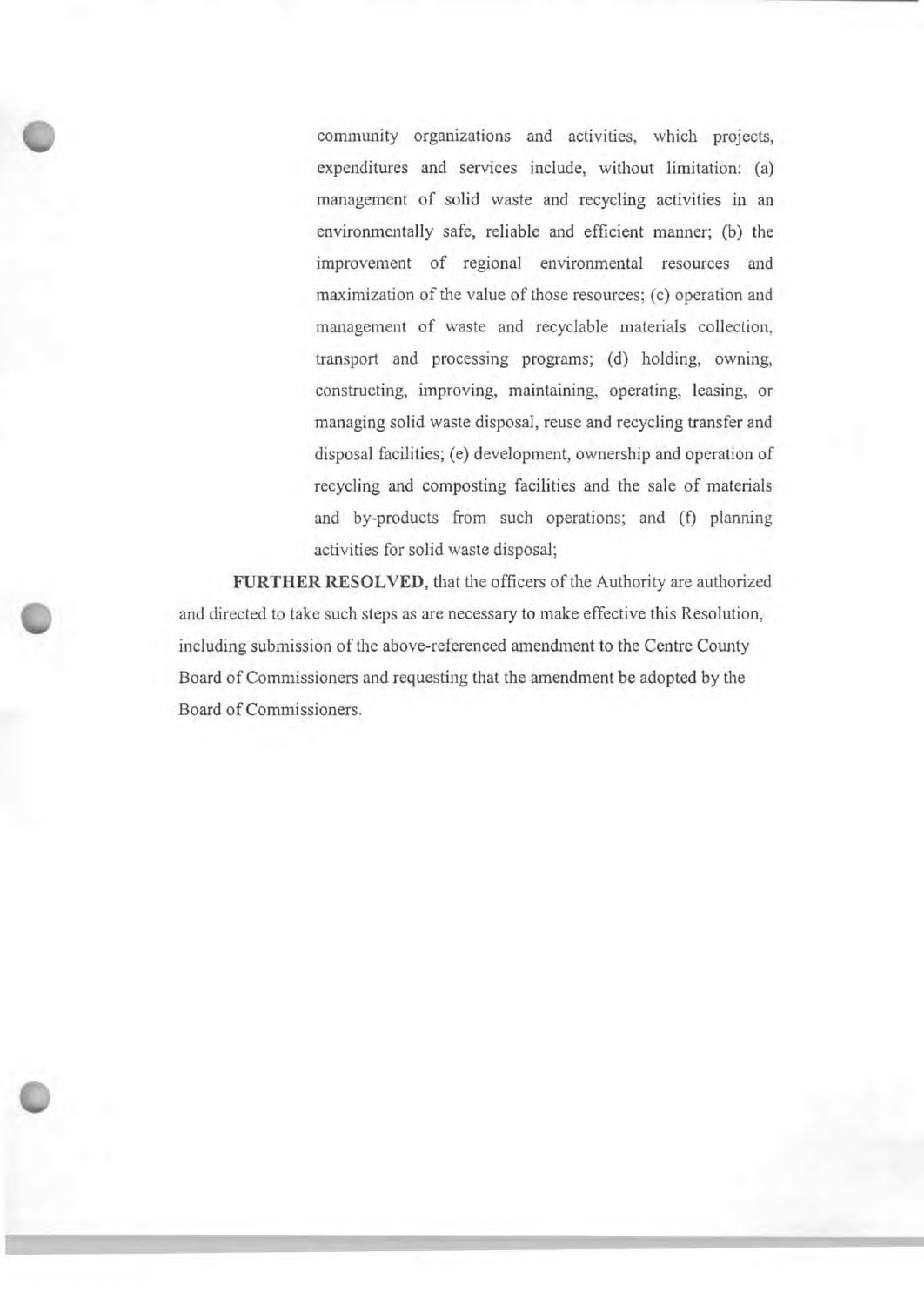community organizations and activities, which projects, expenditures and services include, without limitation: (a) management of solid waste and recycling activities in an environmentally safe, reliable and efficient manner; (b) the improvement of regional environmental resources and maximization of the value of those resources; (c) operation and management of waste and recyclable materials collection, transport and processing programs; (d) holding, owning, constructing, improving, maintaining, operating, leasing, or managing solid waste disposal, reuse and recycling transfer and disposal facilities; (e) development, ownership and operation of recycling and composting facilities and the sale of materials and by-products from such operations; and (f) planning activities for solid waste disposal;

**FURTHER RESOLVED**, that the officers of the Authority are authorized and directed to take such steps as are necessary to make effective this Resolution, including submission of the above-referenced amendment to the Centre County Board of Commissioners and requesting that the amendment be adopted by the Board of Commissioners.